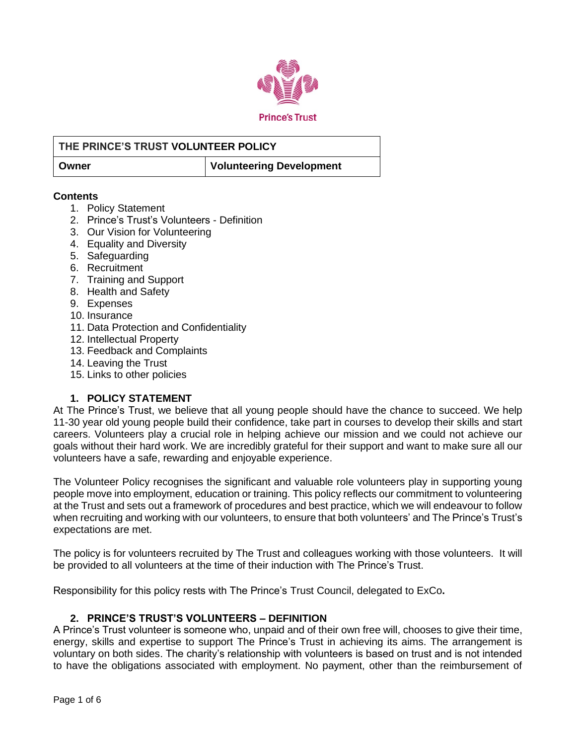Prince's Trust

| THE PRINCE'S TRUST VOLUNTEER POLICY | |
|---|---|
| **Owner** | **Volunteering Development** |

**Contents**

1. Policy Statement
2. Prince's Trust's Volunteers - Definition
3. Our Vision for Volunteering
4. Equality and Diversity
5. Safeguarding
6. Recruitment
7. Training and Support
8. Health and Safety
9. Expenses
10. Insurance
11. Data Protection and Confidentiality
12. Intellectual Property
13. Feedback and Complaints
14. Leaving the Trust
15. Links to other policies

## 1. POLICY STATEMENT

At The Prince's Trust, we believe that all young people should have the chance to succeed. We help 11-30 year old young people build their confidence, take part in courses to develop their skills and start careers. Volunteers play a crucial role in helping achieve our mission and we could not achieve our goals without their hard work. We are incredibly grateful for their support and want to make sure all our volunteers have a safe, rewarding and enjoyable experience.

The Volunteer Policy recognises the significant and valuable role volunteers play in supporting young people move into employment, education or training. This policy reflects our commitment to volunteering at the Trust and sets out a framework of procedures and best practice, which we will endeavour to follow when recruiting and working with our volunteers, to ensure that both volunteers' and The Prince's Trust's expectations are met.

The policy is for volunteers recruited by The Trust and colleagues working with those volunteers. It will be provided to all volunteers at the time of their induction with The Prince's Trust.

Responsibility for this policy rests with The Prince's Trust Council, delegated to ExCo.

## 2. PRINCE'S TRUST'S VOLUNTEERS – DEFINITION

A Prince's Trust volunteer is someone who, unpaid and of their own free will, chooses to give their time, energy, skills and expertise to support The Prince's Trust in achieving its aims. The arrangement is voluntary on both sides. The charity's relationship with volunteers is based on trust and is not intended to have the obligations associated with employment. No payment, other than the reimbursement of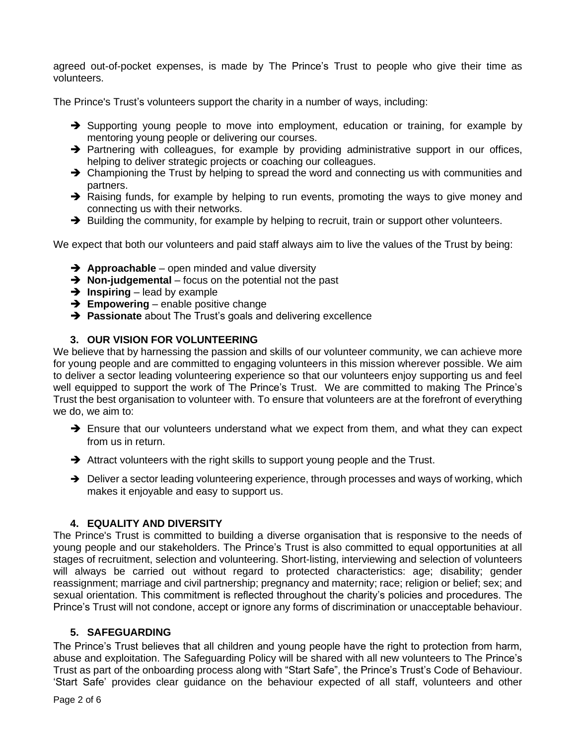agreed out-of-pocket expenses, is made by The Prince's Trust to people who give their time as volunteers.

The Prince's Trust's volunteers support the charity in a number of ways, including:

- ➔ Supporting young people to move into employment, education or training, for example by mentoring young people or delivering our courses.
- ➔ Partnering with colleagues, for example by providing administrative support in our offices, helping to deliver strategic projects or coaching our colleagues.
- ➔ Championing the Trust by helping to spread the word and connecting us with communities and partners.
- ➔ Raising funds, for example by helping to run events, promoting the ways to give money and connecting us with their networks.
- ➔ Building the community, for example by helping to recruit, train or support other volunteers.

We expect that both our volunteers and paid staff always aim to live the values of the Trust by being:

- ➔ **Approachable** – open minded and value diversity
- ➔ **Non-judgemental** – focus on the potential not the past
- ➔ **Inspiring** – lead by example
- ➔ **Empowering** – enable positive change
- ➔ **Passionate** about The Trust's goals and delivering excellence

## 3. OUR VISION FOR VOLUNTEERING

We believe that by harnessing the passion and skills of our volunteer community, we can achieve more for young people and are committed to engaging volunteers in this mission wherever possible. We aim to deliver a sector leading volunteering experience so that our volunteers enjoy supporting us and feel well equipped to support the work of The Prince's Trust. We are committed to making The Prince's Trust the best organisation to volunteer with. To ensure that volunteers are at the forefront of everything we do, we aim to:

- ➔ Ensure that our volunteers understand what we expect from them, and what they can expect from us in return.
- ➔ Attract volunteers with the right skills to support young people and the Trust.
- ➔ Deliver a sector leading volunteering experience, through processes and ways of working, which makes it enjoyable and easy to support us.

## 4. EQUALITY AND DIVERSITY

The Prince's Trust is committed to building a diverse organisation that is responsive to the needs of young people and our stakeholders. The Prince's Trust is also committed to equal opportunities at all stages of recruitment, selection and volunteering. Short-listing, interviewing and selection of volunteers will always be carried out without regard to protected characteristics: age; disability; gender reassignment; marriage and civil partnership; pregnancy and maternity; race; religion or belief; sex; and sexual orientation. This commitment is reflected throughout the charity's policies and procedures. The Prince's Trust will not condone, accept or ignore any forms of discrimination or unacceptable behaviour.

## 5. SAFEGUARDING

The Prince's Trust believes that all children and young people have the right to protection from harm, abuse and exploitation. The Safeguarding Policy will be shared with all new volunteers to The Prince's Trust as part of the onboarding process along with "Start Safe", the Prince's Trust's Code of Behaviour. 'Start Safe' provides clear guidance on the behaviour expected of all staff, volunteers and other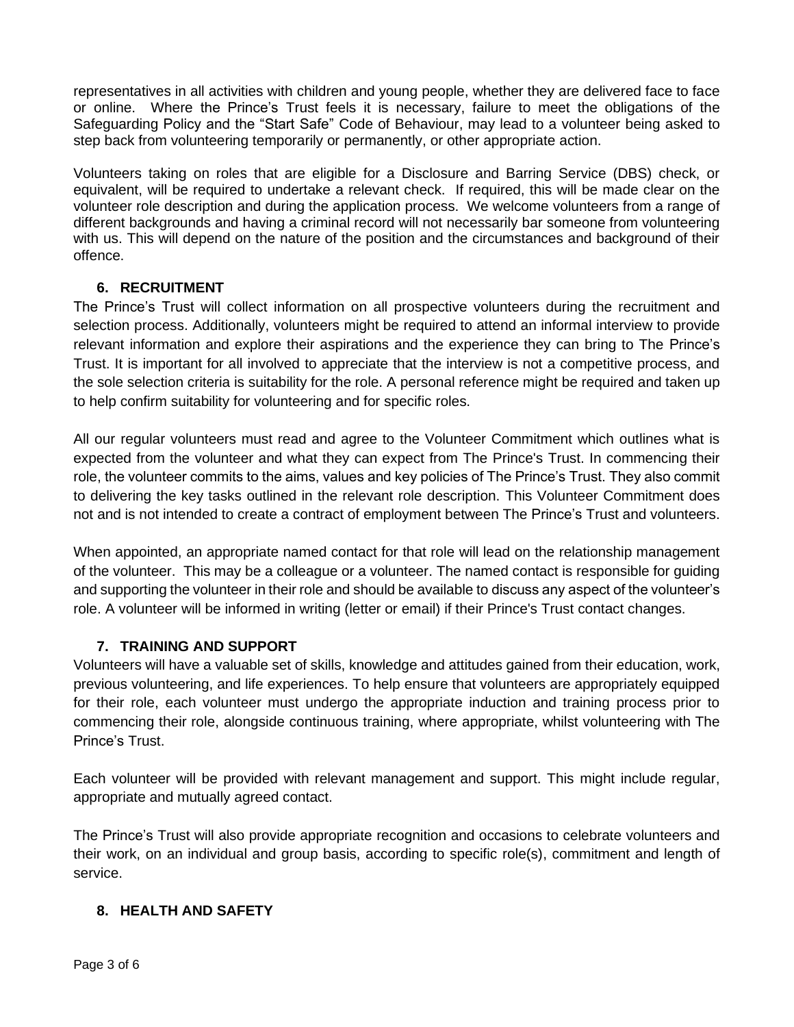representatives in all activities with children and young people, whether they are delivered face to face or online. Where the Prince's Trust feels it is necessary, failure to meet the obligations of the Safeguarding Policy and the "Start Safe" Code of Behaviour, may lead to a volunteer being asked to step back from volunteering temporarily or permanently, or other appropriate action.

Volunteers taking on roles that are eligible for a Disclosure and Barring Service (DBS) check, or equivalent, will be required to undertake a relevant check. If required, this will be made clear on the volunteer role description and during the application process. We welcome volunteers from a range of different backgrounds and having a criminal record will not necessarily bar someone from volunteering with us. This will depend on the nature of the position and the circumstances and background of their offence.

## 6. RECRUITMENT

The Prince's Trust will collect information on all prospective volunteers during the recruitment and selection process. Additionally, volunteers might be required to attend an informal interview to provide relevant information and explore their aspirations and the experience they can bring to The Prince's Trust. It is important for all involved to appreciate that the interview is not a competitive process, and the sole selection criteria is suitability for the role. A personal reference might be required and taken up to help confirm suitability for volunteering and for specific roles.

All our regular volunteers must read and agree to the Volunteer Commitment which outlines what is expected from the volunteer and what they can expect from The Prince's Trust. In commencing their role, the volunteer commits to the aims, values and key policies of The Prince's Trust. They also commit to delivering the key tasks outlined in the relevant role description. This Volunteer Commitment does not and is not intended to create a contract of employment between The Prince's Trust and volunteers.

When appointed, an appropriate named contact for that role will lead on the relationship management of the volunteer. This may be a colleague or a volunteer. The named contact is responsible for guiding and supporting the volunteer in their role and should be available to discuss any aspect of the volunteer's role. A volunteer will be informed in writing (letter or email) if their Prince's Trust contact changes.

## 7. TRAINING AND SUPPORT

Volunteers will have a valuable set of skills, knowledge and attitudes gained from their education, work, previous volunteering, and life experiences. To help ensure that volunteers are appropriately equipped for their role, each volunteer must undergo the appropriate induction and training process prior to commencing their role, alongside continuous training, where appropriate, whilst volunteering with The Prince's Trust.

Each volunteer will be provided with relevant management and support. This might include regular, appropriate and mutually agreed contact.

The Prince's Trust will also provide appropriate recognition and occasions to celebrate volunteers and their work, on an individual and group basis, according to specific role(s), commitment and length of service.

## 8. HEALTH AND SAFETY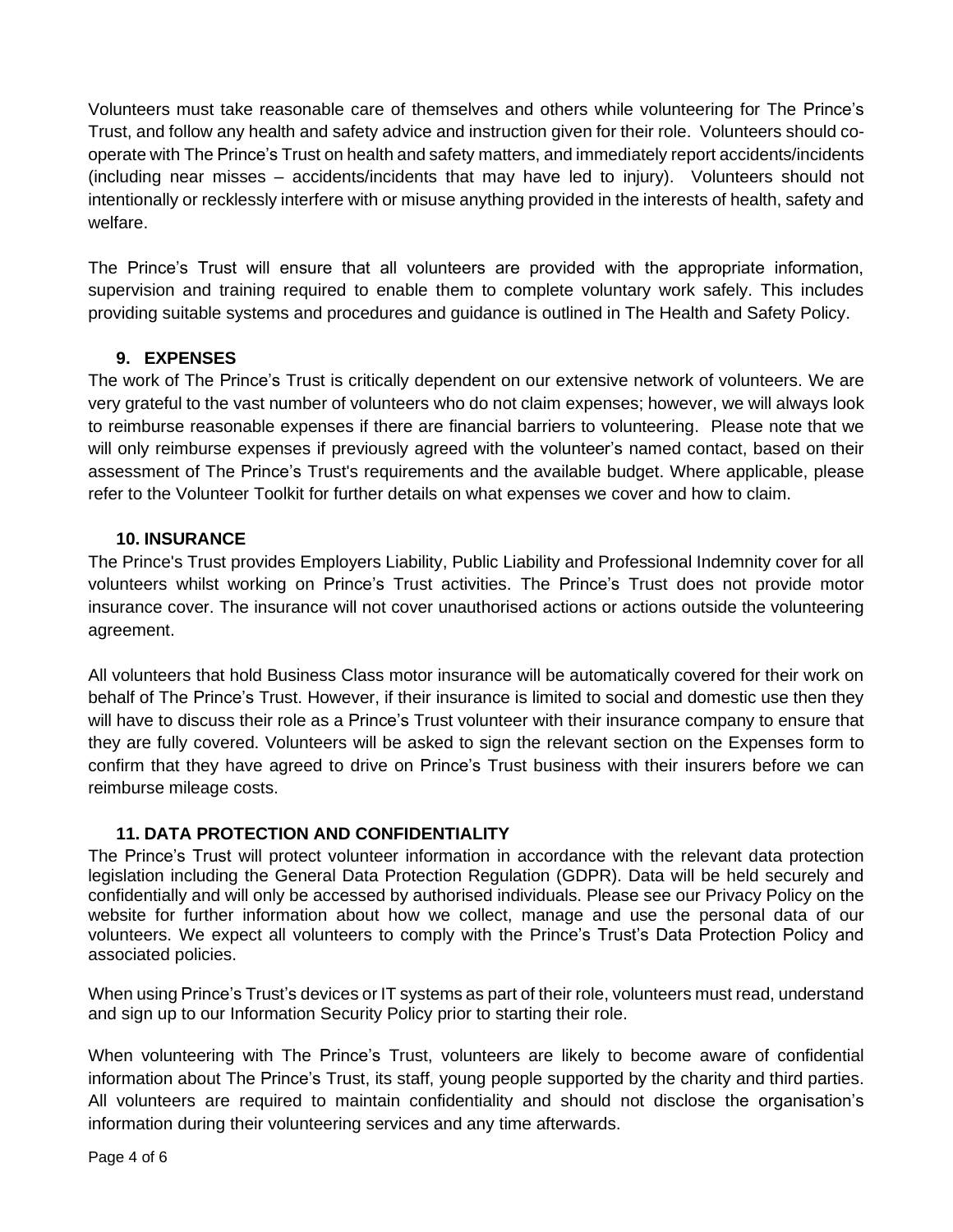Volunteers must take reasonable care of themselves and others while volunteering for The Prince's Trust, and follow any health and safety advice and instruction given for their role. Volunteers should co-operate with The Prince's Trust on health and safety matters, and immediately report accidents/incidents (including near misses – accidents/incidents that may have led to injury). Volunteers should not intentionally or recklessly interfere with or misuse anything provided in the interests of health, safety and welfare.

The Prince's Trust will ensure that all volunteers are provided with the appropriate information, supervision and training required to enable them to complete voluntary work safely. This includes providing suitable systems and procedures and guidance is outlined in The Health and Safety Policy.

## 9. EXPENSES

The work of The Prince's Trust is critically dependent on our extensive network of volunteers. We are very grateful to the vast number of volunteers who do not claim expenses; however, we will always look to reimburse reasonable expenses if there are financial barriers to volunteering. Please note that we will only reimburse expenses if previously agreed with the volunteer's named contact, based on their assessment of The Prince's Trust's requirements and the available budget. Where applicable, please refer to the Volunteer Toolkit for further details on what expenses we cover and how to claim.

## 10. INSURANCE

The Prince's Trust provides Employers Liability, Public Liability and Professional Indemnity cover for all volunteers whilst working on Prince's Trust activities. The Prince's Trust does not provide motor insurance cover. The insurance will not cover unauthorised actions or actions outside the volunteering agreement.

All volunteers that hold Business Class motor insurance will be automatically covered for their work on behalf of The Prince's Trust. However, if their insurance is limited to social and domestic use then they will have to discuss their role as a Prince's Trust volunteer with their insurance company to ensure that they are fully covered. Volunteers will be asked to sign the relevant section on the Expenses form to confirm that they have agreed to drive on Prince's Trust business with their insurers before we can reimburse mileage costs.

## 11. DATA PROTECTION AND CONFIDENTIALITY

The Prince's Trust will protect volunteer information in accordance with the relevant data protection legislation including the General Data Protection Regulation (GDPR). Data will be held securely and confidentially and will only be accessed by authorised individuals. Please see our Privacy Policy on the website for further information about how we collect, manage and use the personal data of our volunteers. We expect all volunteers to comply with the Prince's Trust's Data Protection Policy and associated policies.

When using Prince's Trust's devices or IT systems as part of their role, volunteers must read, understand and sign up to our Information Security Policy prior to starting their role.

When volunteering with The Prince's Trust, volunteers are likely to become aware of confidential information about The Prince's Trust, its staff, young people supported by the charity and third parties. All volunteers are required to maintain confidentiality and should not disclose the organisation's information during their volunteering services and any time afterwards.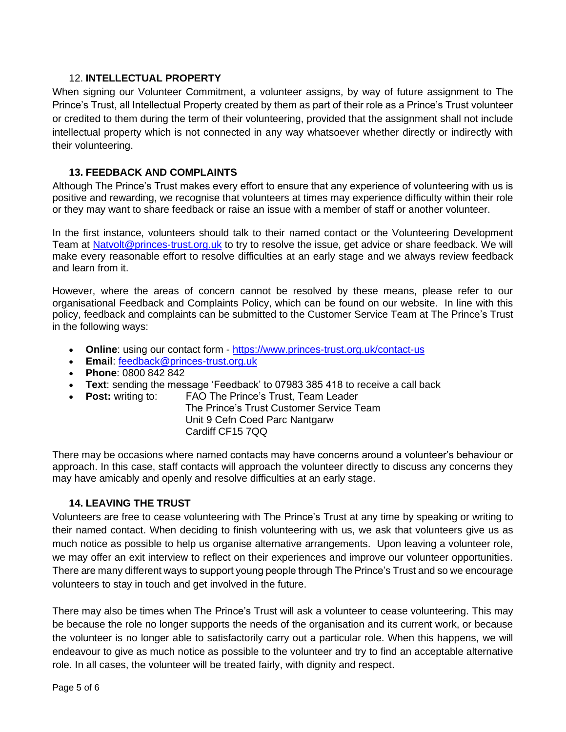## 12. INTELLECTUAL PROPERTY

When signing our Volunteer Commitment, a volunteer assigns, by way of future assignment to The Prince's Trust, all Intellectual Property created by them as part of their role as a Prince's Trust volunteer or credited to them during the term of their volunteering, provided that the assignment shall not include intellectual property which is not connected in any way whatsoever whether directly or indirectly with their volunteering.

## 13. FEEDBACK AND COMPLAINTS

Although The Prince's Trust makes every effort to ensure that any experience of volunteering with us is positive and rewarding, we recognise that volunteers at times may experience difficulty within their role or they may want to share feedback or raise an issue with a member of staff or another volunteer.

In the first instance, volunteers should talk to their named contact or the Volunteering Development Team at [Natvolt@princes-trust.org.uk](mailto:Natvolt@princes-trust.org.uk) to try to resolve the issue, get advice or share feedback. We will make every reasonable effort to resolve difficulties at an early stage and we always review feedback and learn from it.

However, where the areas of concern cannot be resolved by these means, please refer to our organisational Feedback and Complaints Policy, which can be found on our website. In line with this policy, feedback and complaints can be submitted to the Customer Service Team at The Prince's Trust in the following ways:

- **Online**: using our contact form - [https://www.princes-trust.org.uk/contact-us](https://www.princes-trust.org.uk/contact-us)
- **Email**: [feedback@princes-trust.org.uk](mailto:feedback@princes-trust.org.uk)
- **Phone**: 0800 842 842
- **Text**: sending the message 'Feedback' to 07983 385 418 to receive a call back
- **Post:** writing to: FAO The Prince's Trust, Team Leader
  The Prince's Trust Customer Service Team
  Unit 9 Cefn Coed Parc Nantgarw
  Cardiff CF15 7QQ

There may be occasions where named contacts may have concerns around a volunteer's behaviour or approach. In this case, staff contacts will approach the volunteer directly to discuss any concerns they may have amicably and openly and resolve difficulties at an early stage.

## 14. LEAVING THE TRUST

Volunteers are free to cease volunteering with The Prince's Trust at any time by speaking or writing to their named contact. When deciding to finish volunteering with us, we ask that volunteers give us as much notice as possible to help us organise alternative arrangements. Upon leaving a volunteer role, we may offer an exit interview to reflect on their experiences and improve our volunteer opportunities. There are many different ways to support young people through The Prince's Trust and so we encourage volunteers to stay in touch and get involved in the future.

There may also be times when The Prince's Trust will ask a volunteer to cease volunteering. This may be because the role no longer supports the needs of the organisation and its current work, or because the volunteer is no longer able to satisfactorily carry out a particular role. When this happens, we will endeavour to give as much notice as possible to the volunteer and try to find an acceptable alternative role. In all cases, the volunteer will be treated fairly, with dignity and respect.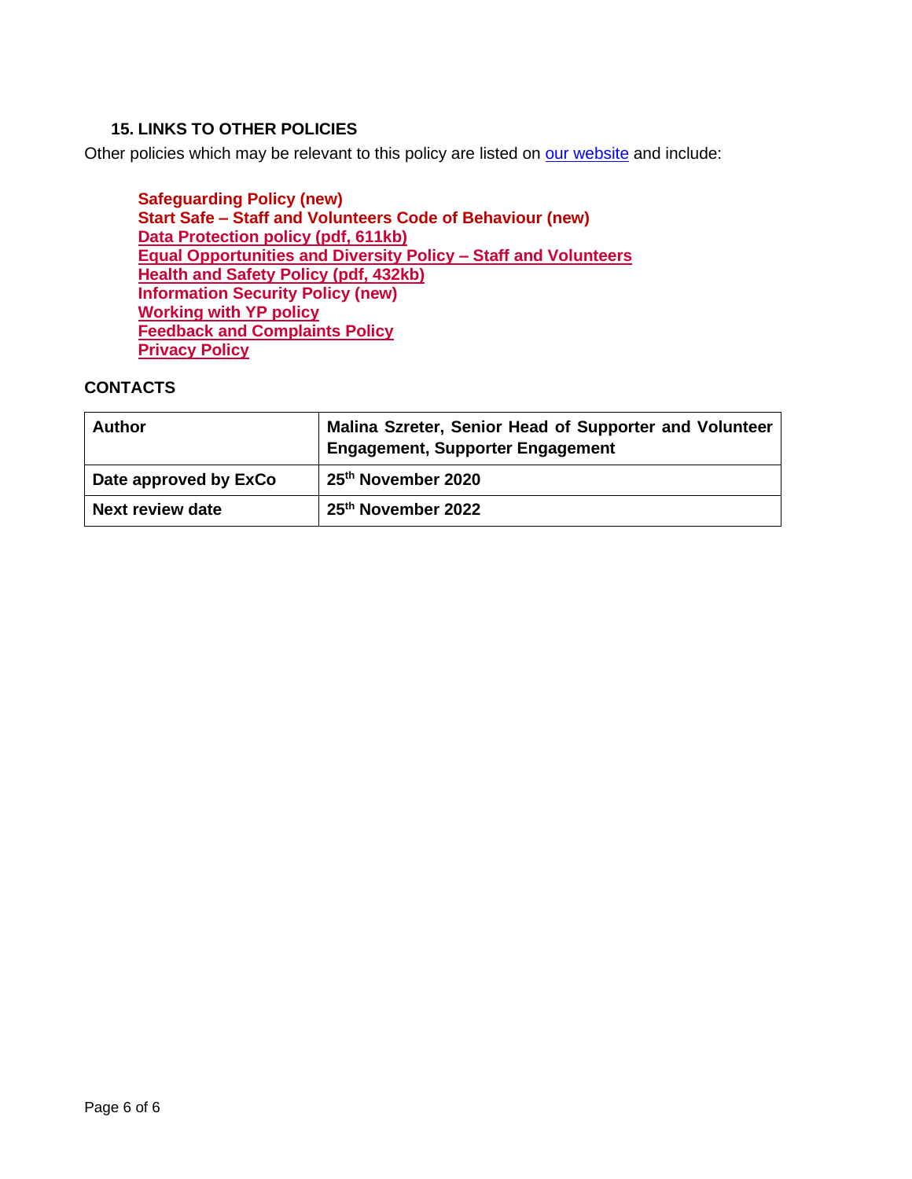## 15. LINKS TO OTHER POLICIES

Other policies which may be relevant to this policy are listed on our website and include:

- **Safeguarding Policy (new)**
- **Start Safe – Staff and Volunteers Code of Behaviour (new)**
- **Data Protection policy (pdf, 611kb)**
- **Equal Opportunities and Diversity Policy – Staff and Volunteers**
- **Health and Safety Policy (pdf, 432kb)**
- **Information Security Policy (new)**
- **Working with YP policy**
- **Feedback and Complaints Policy**
- **Privacy Policy**

## CONTACTS

| | |
|---|---|
| **Author** | **Malina Szreter, Senior Head of Supporter and Volunteer Engagement, Supporter Engagement** |
| **Date approved by ExCo** | **25th November 2020** |
| **Next review date** | **25th November 2022** |